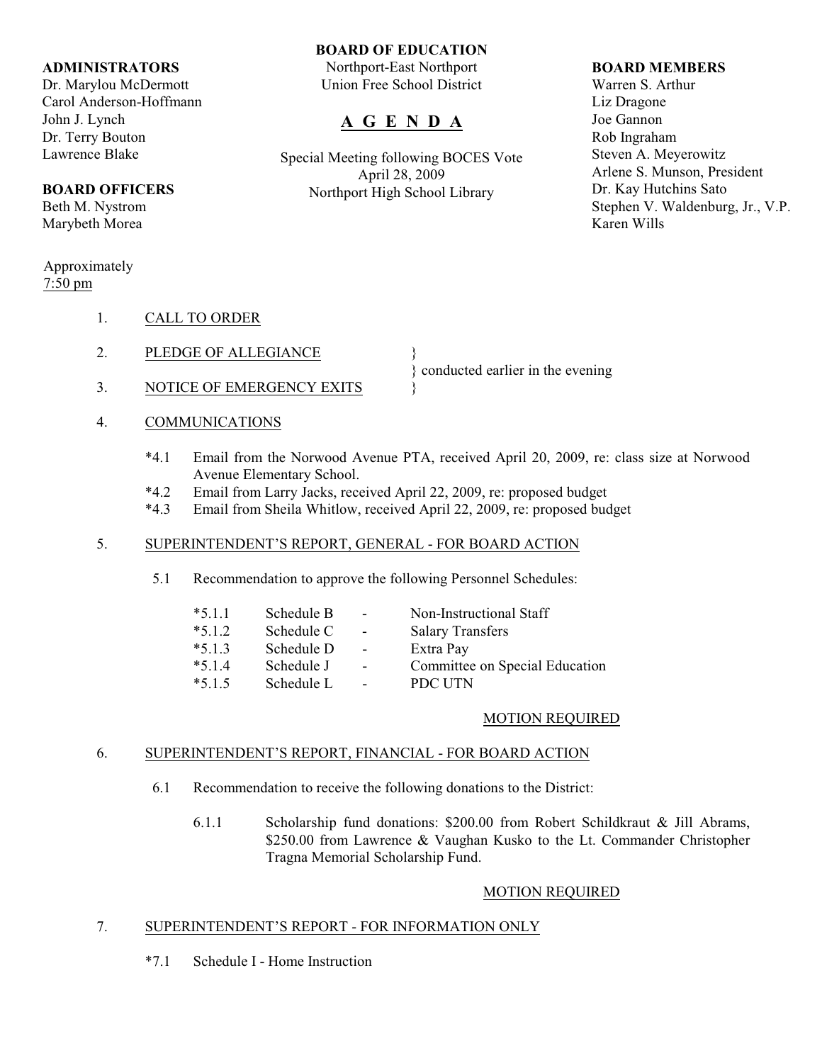**BOARD OF EDUCATION**
Northport-East Northport
Union Free School District

# A G E N D A

Special Meeting following BOCES Vote
April 28, 2009
Northport High School Library

**ADMINISTRATORS**
Dr. Marylou McDermott
Carol Anderson-Hoffmann
John J. Lynch
Dr. Terry Bouton
Lawrence Blake

**BOARD OFFICERS**
Beth M. Nystrom
Marybeth Morea

**BOARD MEMBERS**
Warren S. Arthur
Liz Dragone
Joe Gannon
Rob Ingraham
Steven A. Meyerowitz
Arlene S. Munson, President
Dr. Kay Hutchins Sato
Stephen V. Waldenburg, Jr., V.P.
Karen Wills

Approximately
7:50 pm

1. CALL TO ORDER

2. PLEDGE OF ALLEGIANCE } conducted earlier in the evening

3. NOTICE OF EMERGENCY EXITS } conducted earlier in the evening

4. COMMUNICATIONS

   *4.1 Email from the Norwood Avenue PTA, received April 20, 2009, re: class size at Norwood Avenue Elementary School.
   *4.2 Email from Larry Jacks, received April 22, 2009, re: proposed budget
   *4.3 Email from Sheila Whitlow, received April 22, 2009, re: proposed budget

5. SUPERINTENDENT'S REPORT, GENERAL - FOR BOARD ACTION

   5.1 Recommendation to approve the following Personnel Schedules:

   | | | | |
   |---|---|---|---|
   | *5.1.1 | Schedule B | - | Non-Instructional Staff |
   | *5.1.2 | Schedule C | - | Salary Transfers |
   | *5.1.3 | Schedule D | - | Extra Pay |
   | *5.1.4 | Schedule J | - | Committee on Special Education |
   | *5.1.5 | Schedule L | - | PDC UTN |

   MOTION REQUIRED

6. SUPERINTENDENT'S REPORT, FINANCIAL - FOR BOARD ACTION

   6.1 Recommendation to receive the following donations to the District:

   6.1.1 Scholarship fund donations: $200.00 from Robert Schildkraut & Jill Abrams, $250.00 from Lawrence & Vaughan Kusko to the Lt. Commander Christopher Tragna Memorial Scholarship Fund.

   MOTION REQUIRED

7. SUPERINTENDENT'S REPORT - FOR INFORMATION ONLY

   *7.1 Schedule I - Home Instruction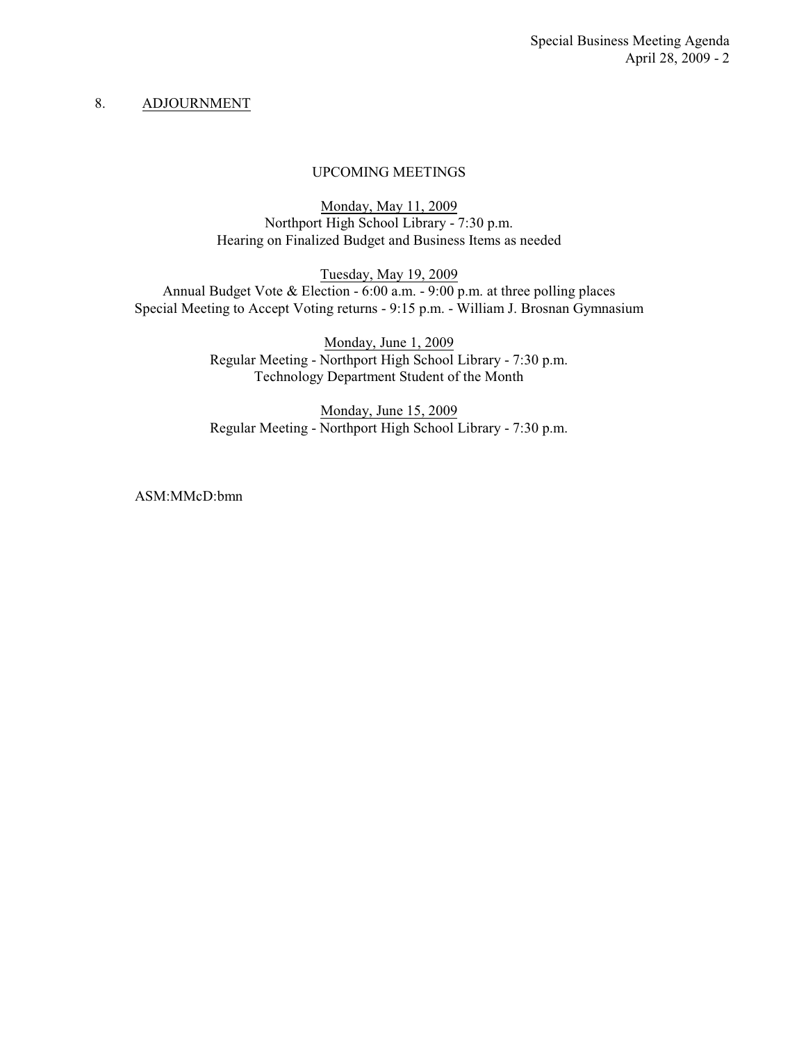## 8. ADJOURNMENT

### UPCOMING MEETINGS

Monday, May 11, 2009
Northport High School Library - 7:30 p.m.
Hearing on Finalized Budget and Business Items as needed

Tuesday, May 19, 2009
Annual Budget Vote & Election - 6:00 a.m. - 9:00 p.m. at three polling places
Special Meeting to Accept Voting returns - 9:15 p.m. - William J. Brosnan Gymnasium

Monday, June 1, 2009
Regular Meeting - Northport High School Library - 7:30 p.m.
Technology Department Student of the Month

Monday, June 15, 2009
Regular Meeting - Northport High School Library - 7:30 p.m.

ASM:MMcD:bmn